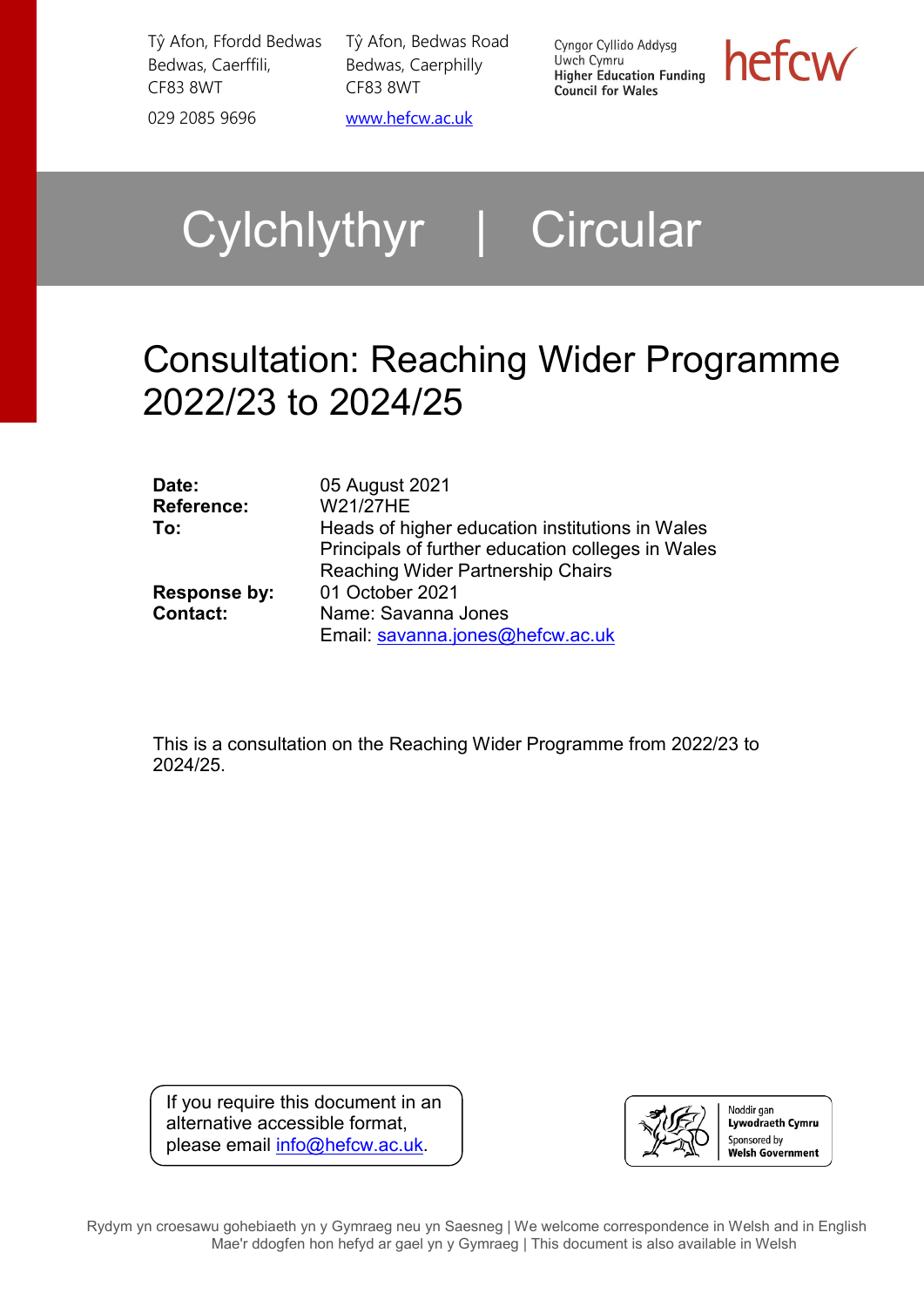Tŷ Afon, Ffordd Bedwas
Bedwas, Caerffili,
CF83 8WT

029 2085 9696

Tŷ Afon, Bedwas Road
Bedwas, Caerphilly
CF83 8WT

www.hefcw.ac.uk

Cyngor Cyllido Addysg Uwch Cymru
**Higher Education Funding Council for Wales**

hefcw

# Cylchlythyr | Circular

# Consultation: Reaching Wider Programme 2022/23 to 2024/25

| | |
|---|---|
| **Date:** | 05 August 2021 |
| **Reference:** | W21/27HE |
| **To:** | Heads of higher education institutions in Wales<br>Principals of further education colleges in Wales<br>Reaching Wider Partnership Chairs |
| **Response by:** | 01 October 2021 |
| **Contact:** | Name: Savanna Jones<br>Email: savanna.jones@hefcw.ac.uk |

This is a consultation on the Reaching Wider Programme from 2022/23 to 2024/25.

If you require this document in an alternative accessible format, please email info@hefcw.ac.uk.

Noddir gan Lywodraeth Cymru
Sponsored by Welsh Government

Rydym yn croesawu gohebiaeth yn y Gymraeg neu yn Saesneg | We welcome correspondence in Welsh and in English
Mae'r ddogfen hon hefyd ar gael yn y Gymraeg | This document is also available in Welsh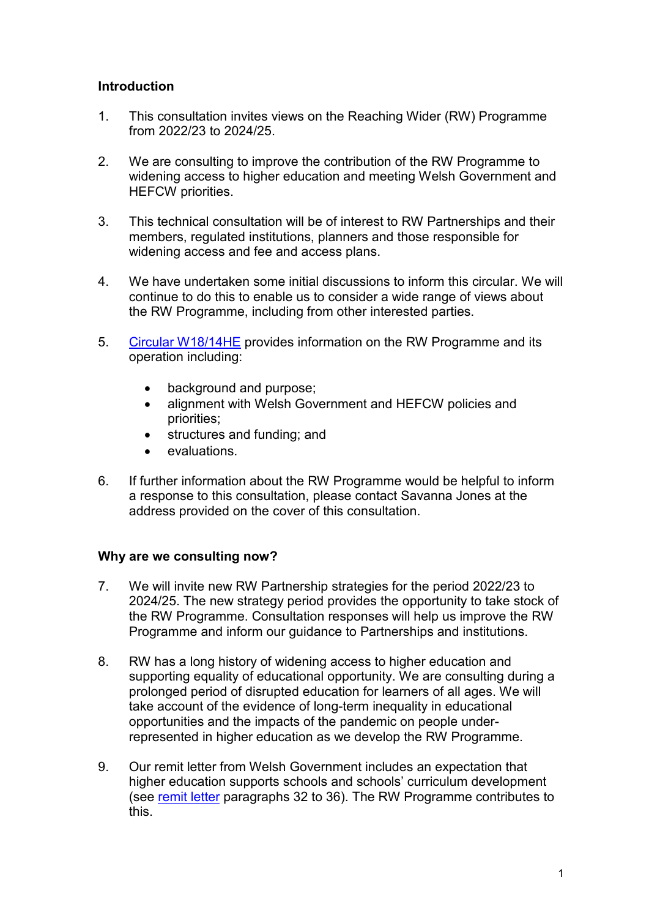## Introduction

1. This consultation invites views on the Reaching Wider (RW) Programme from 2022/23 to 2024/25.

2. We are consulting to improve the contribution of the RW Programme to widening access to higher education and meeting Welsh Government and HEFCW priorities.

3. This technical consultation will be of interest to RW Partnerships and their members, regulated institutions, planners and those responsible for widening access and fee and access plans.

4. We have undertaken some initial discussions to inform this circular. We will continue to do this to enable us to consider a wide range of views about the RW Programme, including from other interested parties.

5. Circular W18/14HE provides information on the RW Programme and its operation including:

   - background and purpose;
   - alignment with Welsh Government and HEFCW policies and priorities;
   - structures and funding; and
   - evaluations.

6. If further information about the RW Programme would be helpful to inform a response to this consultation, please contact Savanna Jones at the address provided on the cover of this consultation.

## Why are we consulting now?

7. We will invite new RW Partnership strategies for the period 2022/23 to 2024/25. The new strategy period provides the opportunity to take stock of the RW Programme. Consultation responses will help us improve the RW Programme and inform our guidance to Partnerships and institutions.

8. RW has a long history of widening access to higher education and supporting equality of educational opportunity. We are consulting during a prolonged period of disrupted education for learners of all ages. We will take account of the evidence of long-term inequality in educational opportunities and the impacts of the pandemic on people under-represented in higher education as we develop the RW Programme.

9. Our remit letter from Welsh Government includes an expectation that higher education supports schools and schools' curriculum development (see remit letter paragraphs 32 to 36). The RW Programme contributes to this.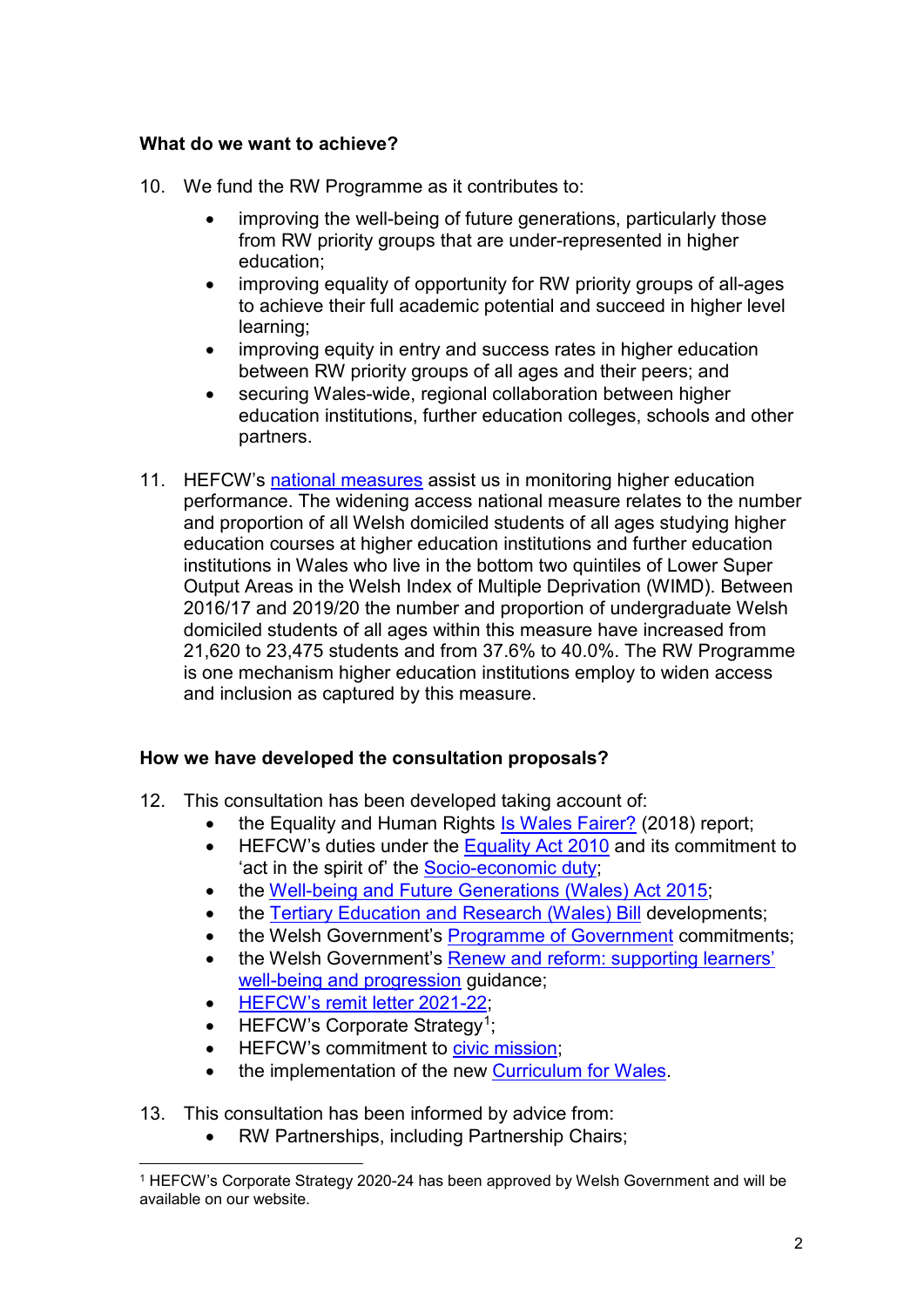**What do we want to achieve?**

10. We fund the RW Programme as it contributes to:

    - improving the well-being of future generations, particularly those from RW priority groups that are under-represented in higher education;
    - improving equality of opportunity for RW priority groups of all-ages to achieve their full academic potential and succeed in higher level learning;
    - improving equity in entry and success rates in higher education between RW priority groups of all ages and their peers; and
    - securing Wales-wide, regional collaboration between higher education institutions, further education colleges, schools and other partners.

11. HEFCW's national measures assist us in monitoring higher education performance. The widening access national measure relates to the number and proportion of all Welsh domiciled students of all ages studying higher education courses at higher education institutions and further education institutions in Wales who live in the bottom two quintiles of Lower Super Output Areas in the Welsh Index of Multiple Deprivation (WIMD). Between 2016/17 and 2019/20 the number and proportion of undergraduate Welsh domiciled students of all ages within this measure have increased from 21,620 to 23,475 students and from 37.6% to 40.0%. The RW Programme is one mechanism higher education institutions employ to widen access and inclusion as captured by this measure.

**How we have developed the consultation proposals?**

12. This consultation has been developed taking account of:
    - the Equality and Human Rights Is Wales Fairer? (2018) report;
    - HEFCW's duties under the Equality Act 2010 and its commitment to 'act in the spirit of' the Socio-economic duty;
    - the Well-being and Future Generations (Wales) Act 2015;
    - the Tertiary Education and Research (Wales) Bill developments;
    - the Welsh Government's Programme of Government commitments;
    - the Welsh Government's Renew and reform: supporting learners' well-being and progression guidance;
    - HEFCW's remit letter 2021-22;
    - HEFCW's Corporate Strategy[1];
    - HEFCW's commitment to civic mission;
    - the implementation of the new Curriculum for Wales.

13. This consultation has been informed by advice from:
    - RW Partnerships, including Partnership Chairs;

[1] HEFCW's Corporate Strategy 2020-24 has been approved by Welsh Government and will be available on our website.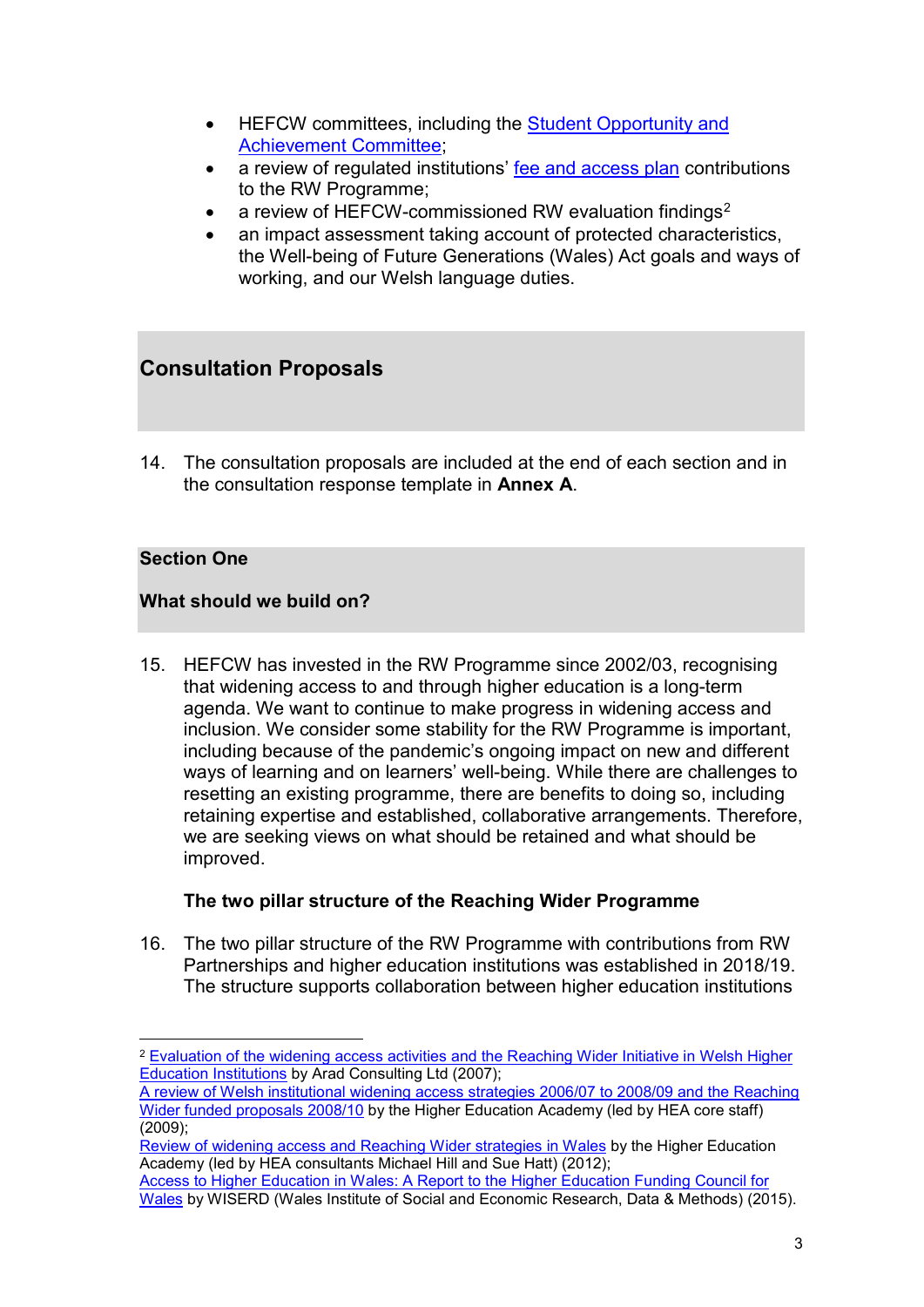- HEFCW committees, including the [Student Opportunity and Achievement Committee];
- a review of regulated institutions' [fee and access plan] contributions to the RW Programme;
- a review of HEFCW-commissioned RW evaluation findings[2]
- an impact assessment taking account of protected characteristics, the Well-being of Future Generations (Wales) Act goals and ways of working, and our Welsh language duties.

## Consultation Proposals

14. The consultation proposals are included at the end of each section and in the consultation response template in **Annex A**.

### Section One

### What should we build on?

15. HEFCW has invested in the RW Programme since 2002/03, recognising that widening access to and through higher education is a long-term agenda. We want to continue to make progress in widening access and inclusion. We consider some stability for the RW Programme is important, including because of the pandemic's ongoing impact on new and different ways of learning and on learners' well-being. While there are challenges to resetting an existing programme, there are benefits to doing so, including retaining expertise and established, collaborative arrangements. Therefore, we are seeking views on what should be retained and what should be improved.

**The two pillar structure of the Reaching Wider Programme**

16. The two pillar structure of the RW Programme with contributions from RW Partnerships and higher education institutions was established in 2018/19. The structure supports collaboration between higher education institutions

---

[2] Evaluation of the widening access activities and the Reaching Wider Initiative in Welsh Higher Education Institutions by Arad Consulting Ltd (2007);
A review of Welsh institutional widening access strategies 2006/07 to 2008/09 and the Reaching Wider funded proposals 2008/10 by the Higher Education Academy (led by HEA core staff) (2009);
Review of widening access and Reaching Wider strategies in Wales by the Higher Education Academy (led by HEA consultants Michael Hill and Sue Hatt) (2012);
Access to Higher Education in Wales: A Report to the Higher Education Funding Council for Wales by WISERD (Wales Institute of Social and Economic Research, Data & Methods) (2015).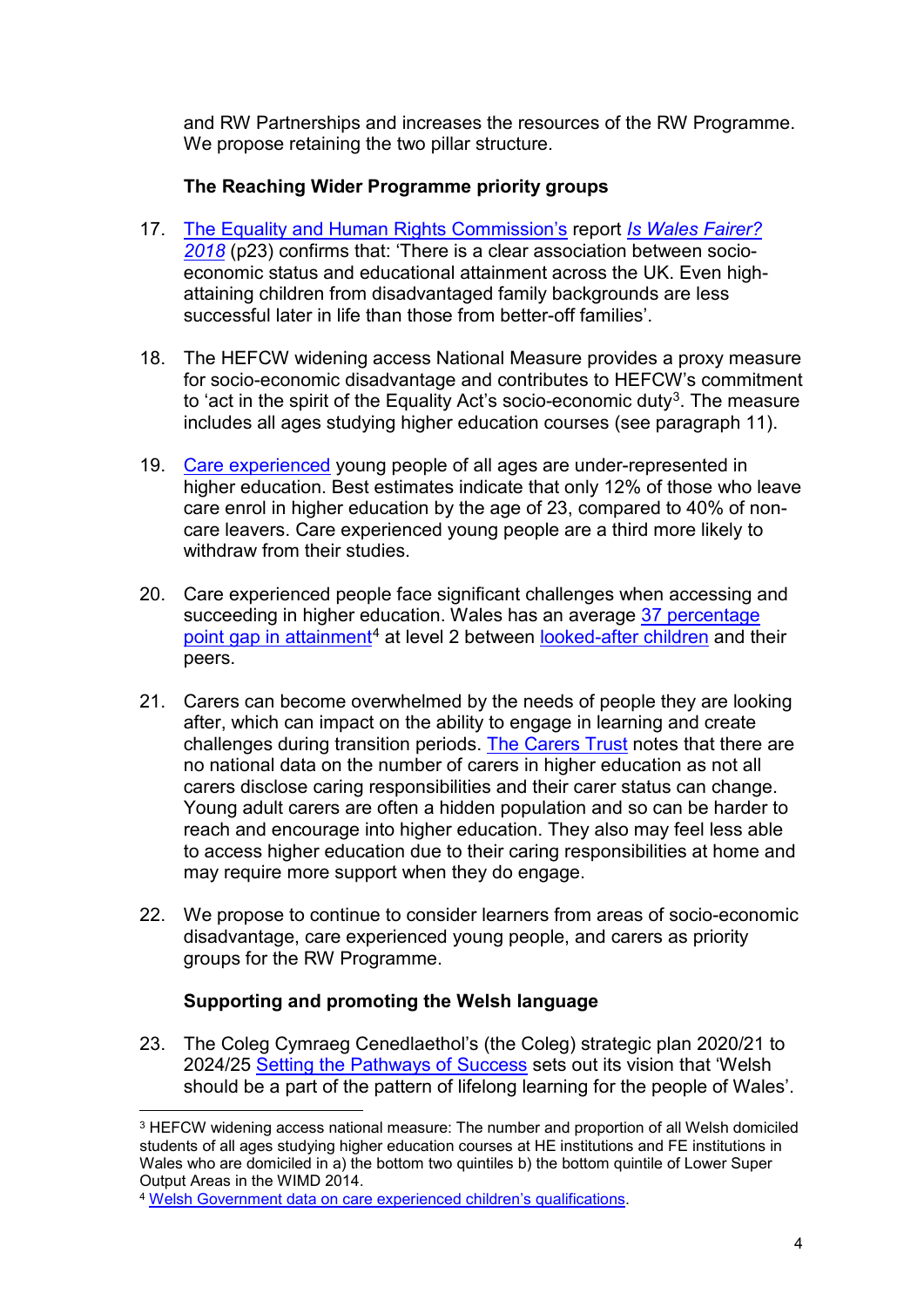and RW Partnerships and increases the resources of the RW Programme. We propose retaining the two pillar structure.

### The Reaching Wider Programme priority groups

17. The Equality and Human Rights Commission's report *Is Wales Fairer? 2018* (p23) confirms that: 'There is a clear association between socio-economic status and educational attainment across the UK. Even high-attaining children from disadvantaged family backgrounds are less successful later in life than those from better-off families'.

18. The HEFCW widening access National Measure provides a proxy measure for socio-economic disadvantage and contributes to HEFCW's commitment to 'act in the spirit of the Equality Act's socio-economic duty[3]. The measure includes all ages studying higher education courses (see paragraph 11).

19. Care experienced young people of all ages are under-represented in higher education. Best estimates indicate that only 12% of those who leave care enrol in higher education by the age of 23, compared to 40% of non-care leavers. Care experienced young people are a third more likely to withdraw from their studies.

20. Care experienced people face significant challenges when accessing and succeeding in higher education. Wales has an average 37 percentage point gap in attainment[4] at level 2 between looked-after children and their peers.

21. Carers can become overwhelmed by the needs of people they are looking after, which can impact on the ability to engage in learning and create challenges during transition periods. The Carers Trust notes that there are no national data on the number of carers in higher education as not all carers disclose caring responsibilities and their carer status can change. Young adult carers are often a hidden population and so can be harder to reach and encourage into higher education. They also may feel less able to access higher education due to their caring responsibilities at home and may require more support when they do engage.

22. We propose to continue to consider learners from areas of socio-economic disadvantage, care experienced young people, and carers as priority groups for the RW Programme.

### Supporting and promoting the Welsh language

23. The Coleg Cymraeg Cenedlaethol's (the Coleg) strategic plan 2020/21 to 2024/25 Setting the Pathways of Success sets out its vision that 'Welsh should be a part of the pattern of lifelong learning for the people of Wales'.

---

[3] HEFCW widening access national measure: The number and proportion of all Welsh domiciled students of all ages studying higher education courses at HE institutions and FE institutions in Wales who are domiciled in a) the bottom two quintiles b) the bottom quintile of Lower Super Output Areas in the WIMD 2014.

[4] Welsh Government data on care experienced children's qualifications.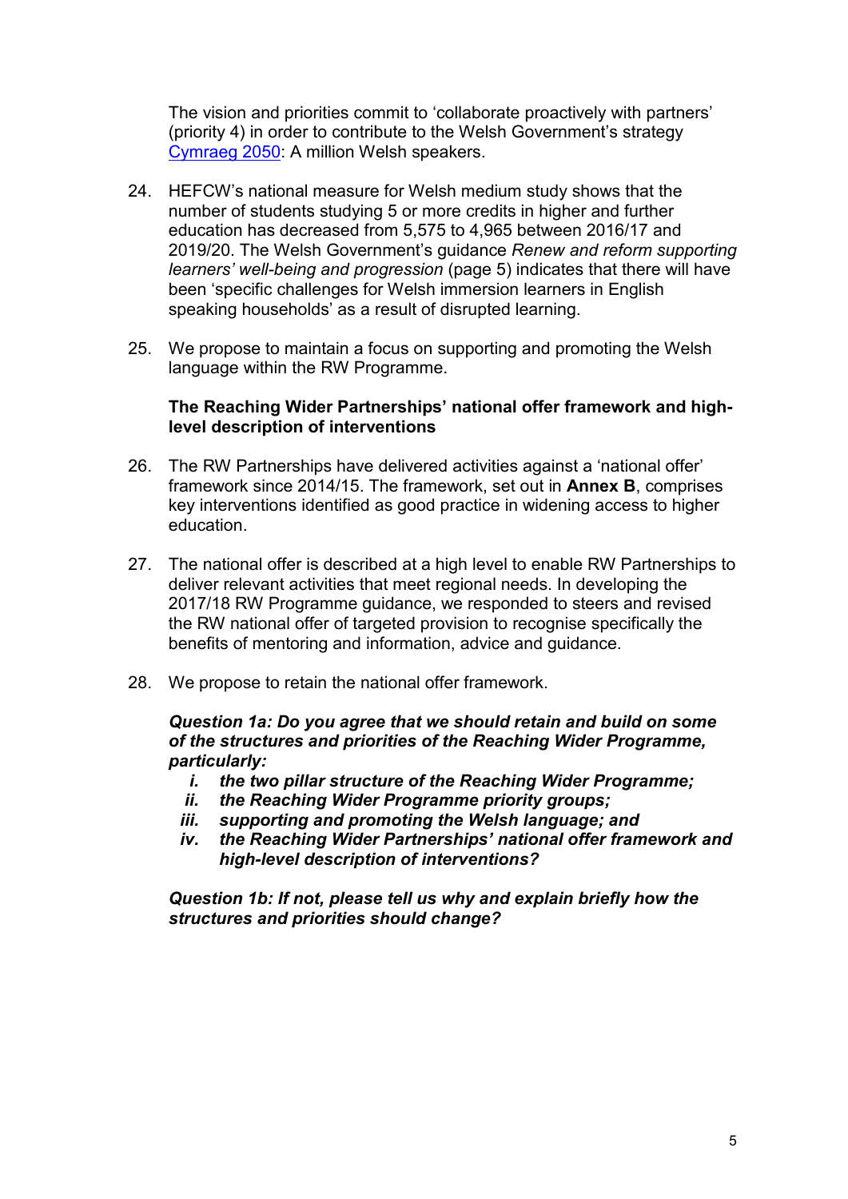The vision and priorities commit to 'collaborate proactively with partners' (priority 4) in order to contribute to the Welsh Government's strategy [Cymraeg 2050](): A million Welsh speakers.

24. HEFCW's national measure for Welsh medium study shows that the number of students studying 5 or more credits in higher and further education has decreased from 5,575 to 4,965 between 2016/17 and 2019/20. The Welsh Government's guidance *Renew and reform supporting learners' well-being and progression* (page 5) indicates that there will have been 'specific challenges for Welsh immersion learners in English speaking households' as a result of disrupted learning.

25. We propose to maintain a focus on supporting and promoting the Welsh language within the RW Programme.

**The Reaching Wider Partnerships' national offer framework and high-level description of interventions**

26. The RW Partnerships have delivered activities against a 'national offer' framework since 2014/15. The framework, set out in **Annex B**, comprises key interventions identified as good practice in widening access to higher education.

27. The national offer is described at a high level to enable RW Partnerships to deliver relevant activities that meet regional needs. In developing the 2017/18 RW Programme guidance, we responded to steers and revised the RW national offer of targeted provision to recognise specifically the benefits of mentoring and information, advice and guidance.

28. We propose to retain the national offer framework.

***Question 1a: Do you agree that we should retain and build on some of the structures and priorities of the Reaching Wider Programme, particularly:***

- ***i. the two pillar structure of the Reaching Wider Programme;***
- ***ii. the Reaching Wider Programme priority groups;***
- ***iii. supporting and promoting the Welsh language; and***
- ***iv. the Reaching Wider Partnerships' national offer framework and high-level description of interventions?***

***Question 1b: If not, please tell us why and explain briefly how the structures and priorities should change?***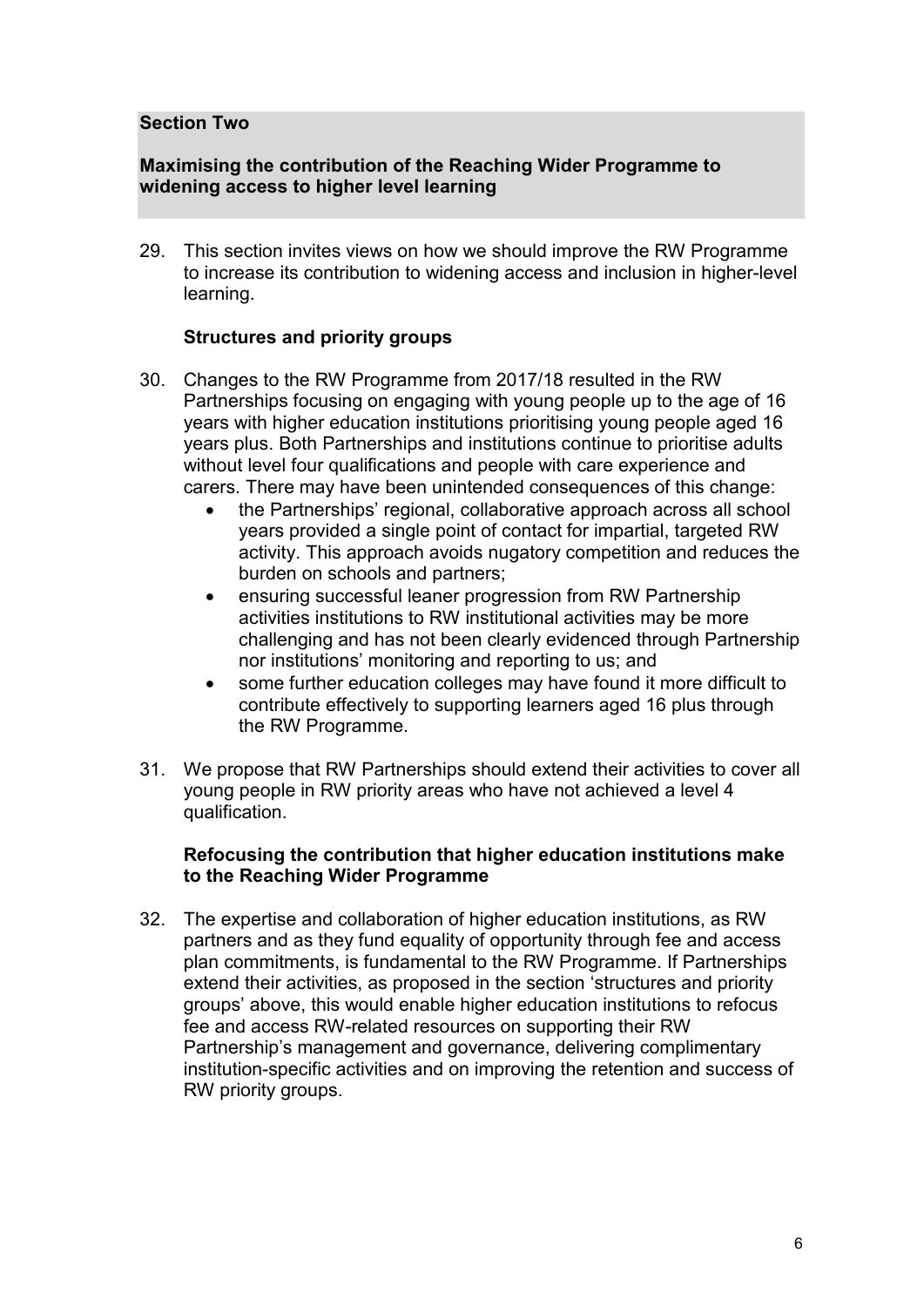## Section Two

### Maximising the contribution of the Reaching Wider Programme to widening access to higher level learning

29. This section invites views on how we should improve the RW Programme to increase its contribution to widening access and inclusion in higher-level learning.

### Structures and priority groups

30. Changes to the RW Programme from 2017/18 resulted in the RW Partnerships focusing on engaging with young people up to the age of 16 years with higher education institutions prioritising young people aged 16 years plus. Both Partnerships and institutions continue to prioritise adults without level four qualifications and people with care experience and carers. There may have been unintended consequences of this change:
    - the Partnerships' regional, collaborative approach across all school years provided a single point of contact for impartial, targeted RW activity. This approach avoids nugatory competition and reduces the burden on schools and partners;
    - ensuring successful leaner progression from RW Partnership activities institutions to RW institutional activities may be more challenging and has not been clearly evidenced through Partnership nor institutions' monitoring and reporting to us; and
    - some further education colleges may have found it more difficult to contribute effectively to supporting learners aged 16 plus through the RW Programme.

31. We propose that RW Partnerships should extend their activities to cover all young people in RW priority areas who have not achieved a level 4 qualification.

### Refocusing the contribution that higher education institutions make to the Reaching Wider Programme

32. The expertise and collaboration of higher education institutions, as RW partners and as they fund equality of opportunity through fee and access plan commitments, is fundamental to the RW Programme. If Partnerships extend their activities, as proposed in the section 'structures and priority groups' above, this would enable higher education institutions to refocus fee and access RW-related resources on supporting their RW Partnership's management and governance, delivering complimentary institution-specific activities and on improving the retention and success of RW priority groups.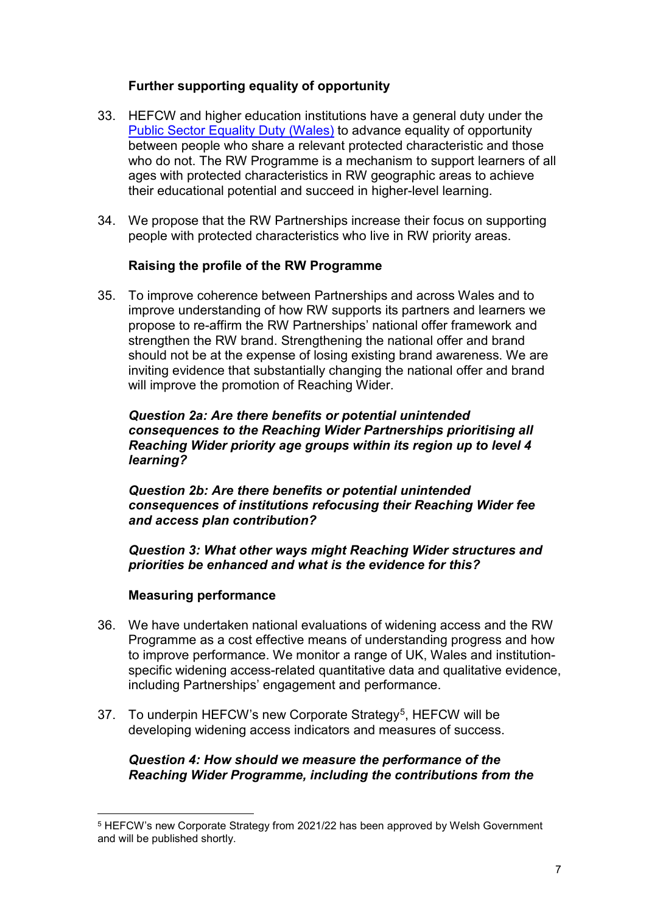**Further supporting equality of opportunity**

33. HEFCW and higher education institutions have a general duty under the [Public Sector Equality Duty (Wales)](#) to advance equality of opportunity between people who share a relevant protected characteristic and those who do not. The RW Programme is a mechanism to support learners of all ages with protected characteristics in RW geographic areas to achieve their educational potential and succeed in higher-level learning.

34. We propose that the RW Partnerships increase their focus on supporting people with protected characteristics who live in RW priority areas.

**Raising the profile of the RW Programme**

35. To improve coherence between Partnerships and across Wales and to improve understanding of how RW supports its partners and learners we propose to re-affirm the RW Partnerships' national offer framework and strengthen the RW brand. Strengthening the national offer and brand should not be at the expense of losing existing brand awareness. We are inviting evidence that substantially changing the national offer and brand will improve the promotion of Reaching Wider.

***Question 2a: Are there benefits or potential unintended consequences to the Reaching Wider Partnerships prioritising all Reaching Wider priority age groups within its region up to level 4 learning?***

***Question 2b: Are there benefits or potential unintended consequences of institutions refocusing their Reaching Wider fee and access plan contribution?***

***Question 3: What other ways might Reaching Wider structures and priorities be enhanced and what is the evidence for this?***

**Measuring performance**

36. We have undertaken national evaluations of widening access and the RW Programme as a cost effective means of understanding progress and how to improve performance. We monitor a range of UK, Wales and institution-specific widening access-related quantitative data and qualitative evidence, including Partnerships' engagement and performance.

37. To underpin HEFCW's new Corporate Strategy[5], HEFCW will be developing widening access indicators and measures of success.

***Question 4: How should we measure the performance of the Reaching Wider Programme, including the contributions from the***

[5] HEFCW's new Corporate Strategy from 2021/22 has been approved by Welsh Government and will be published shortly.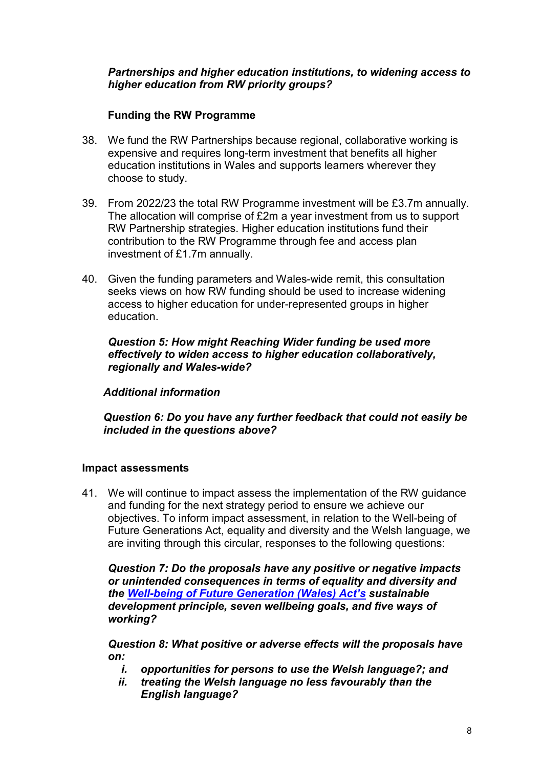***Partnerships and higher education institutions, to widening access to higher education from RW priority groups?***

### Funding the RW Programme

38. We fund the RW Partnerships because regional, collaborative working is expensive and requires long-term investment that benefits all higher education institutions in Wales and supports learners wherever they choose to study.

39. From 2022/23 the total RW Programme investment will be £3.7m annually. The allocation will comprise of £2m a year investment from us to support RW Partnership strategies. Higher education institutions fund their contribution to the RW Programme through fee and access plan investment of £1.7m annually.

40. Given the funding parameters and Wales-wide remit, this consultation seeks views on how RW funding should be used to increase widening access to higher education for under-represented groups in higher education.

***Question 5: How might Reaching Wider funding be used more effectively to widen access to higher education collaboratively, regionally and Wales-wide?***

***Additional information***

***Question 6: Do you have any further feedback that could not easily be included in the questions above?***

## Impact assessments

41. We will continue to impact assess the implementation of the RW guidance and funding for the next strategy period to ensure we achieve our objectives. To inform impact assessment, in relation to the Well-being of Future Generations Act, equality and diversity and the Welsh language, we are inviting through this circular, responses to the following questions:

***Question 7: Do the proposals have any positive or negative impacts or unintended consequences in terms of equality and diversity and the [Well-being of Future Generation (Wales) Act's](#) sustainable development principle, seven wellbeing goals, and five ways of working?***

***Question 8: What positive or adverse effects will the proposals have on:***

  i. ***opportunities for persons to use the Welsh language?; and***
  ii. ***treating the Welsh language no less favourably than the English language?***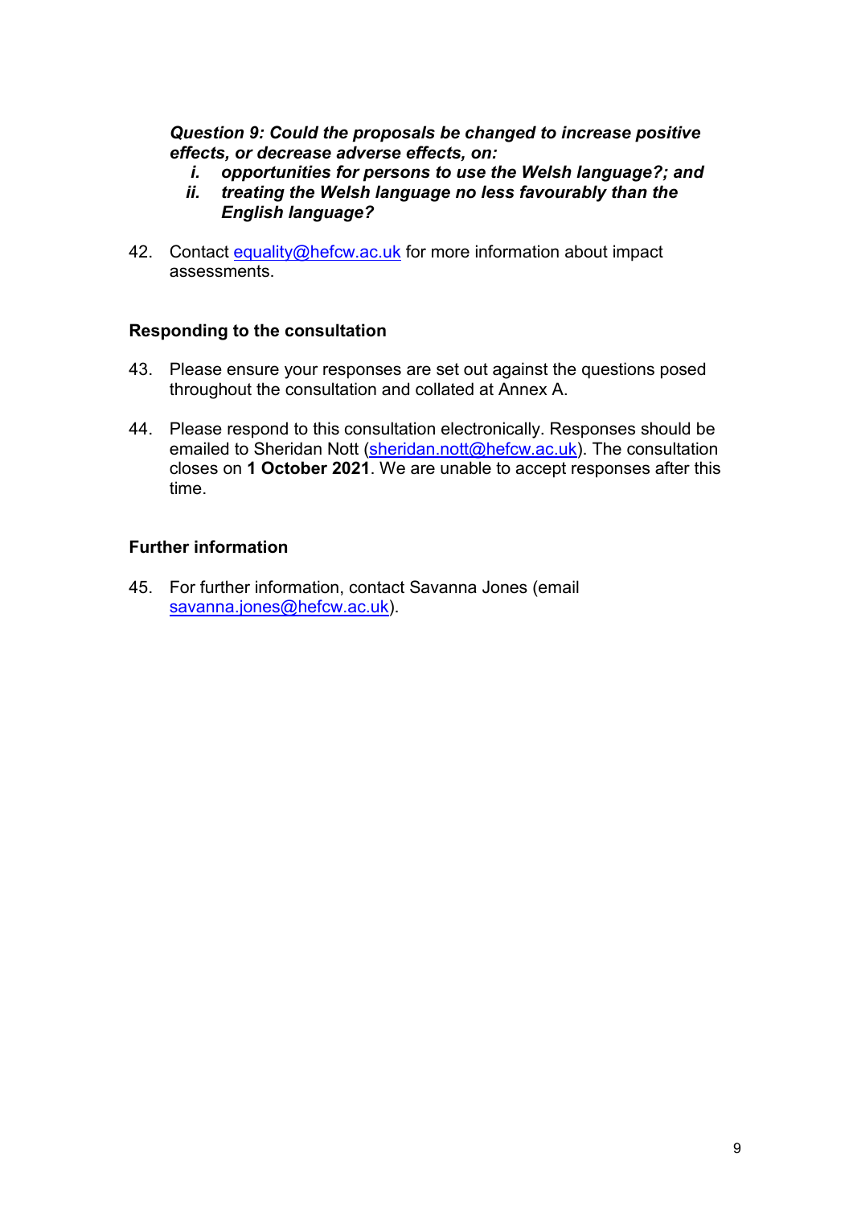***Question 9: Could the proposals be changed to increase positive effects, or decrease adverse effects, on:***

*i.* ***opportunities for persons to use the Welsh language?; and***

*ii.* ***treating the Welsh language no less favourably than the English language?***

42. Contact [equality@hefcw.ac.uk](mailto:equality@hefcw.ac.uk) for more information about impact assessments.

**Responding to the consultation**

43. Please ensure your responses are set out against the questions posed throughout the consultation and collated at Annex A.

44. Please respond to this consultation electronically. Responses should be emailed to Sheridan Nott ([sheridan.nott@hefcw.ac.uk](mailto:sheridan.nott@hefcw.ac.uk)). The consultation closes on **1 October 2021**. We are unable to accept responses after this time.

**Further information**

45. For further information, contact Savanna Jones (email [savanna.jones@hefcw.ac.uk](mailto:savanna.jones@hefcw.ac.uk)).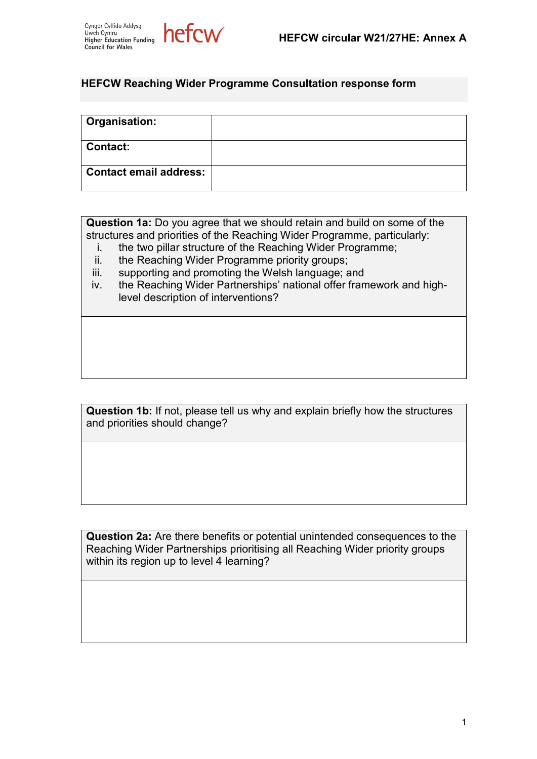## HEFCW Reaching Wider Programme Consultation response form

| Organisation: | |
|---|---|
| Contact: | |
| Contact email address: | |

| **Question 1a:** Do you agree that we should retain and build on some of the structures and priorities of the Reaching Wider Programme, particularly:<br>i. the two pillar structure of the Reaching Wider Programme;<br>ii. the Reaching Wider Programme priority groups;<br>iii. supporting and promoting the Welsh language; and<br>iv. the Reaching Wider Partnerships' national offer framework and high-level description of interventions? |
|---|
| |

| **Question 1b:** If not, please tell us why and explain briefly how the structures and priorities should change? |
|---|
| |

| **Question 2a:** Are there benefits or potential unintended consequences to the Reaching Wider Partnerships prioritising all Reaching Wider priority groups within its region up to level 4 learning? |
|---|
| |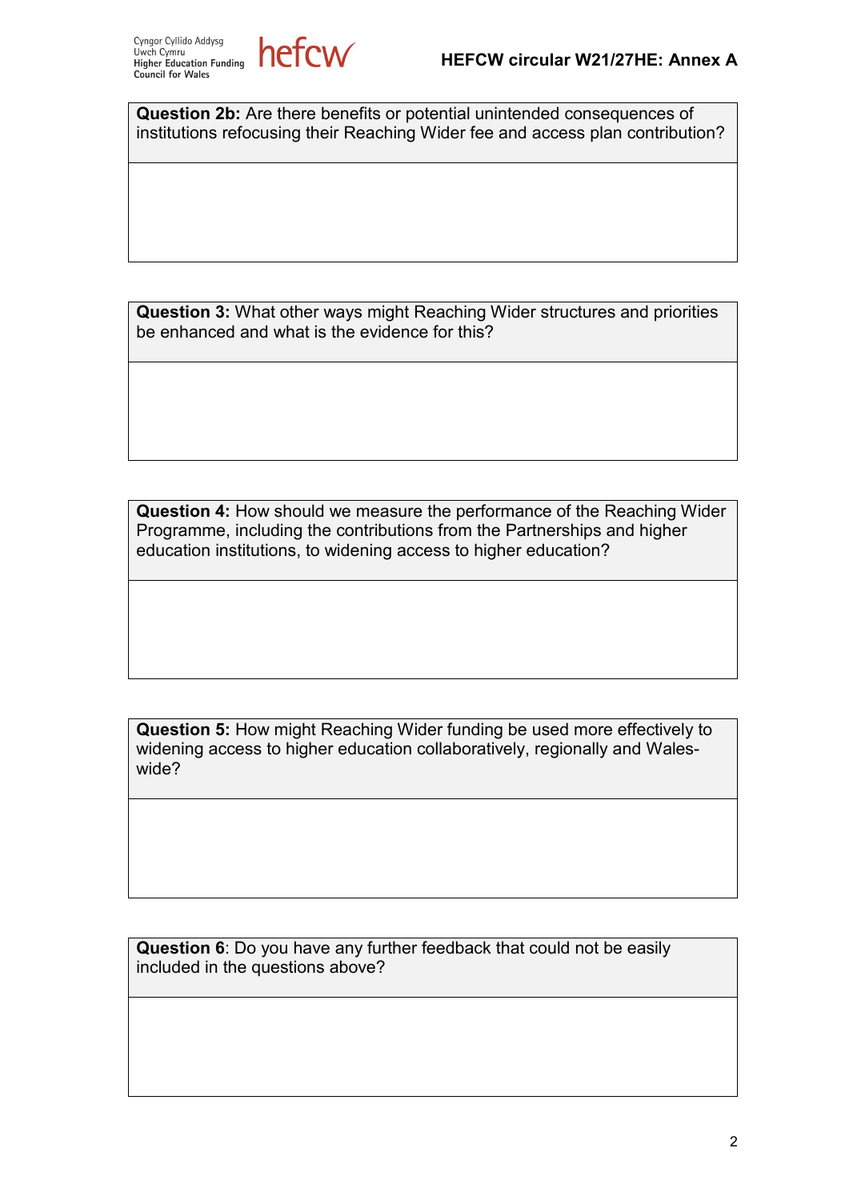| **Question 2b:** Are there benefits or potential unintended consequences of institutions refocusing their Reaching Wider fee and access plan contribution? |
|---|
| |

| **Question 3:** What other ways might Reaching Wider structures and priorities be enhanced and what is the evidence for this? |
|---|
| |

| **Question 4:** How should we measure the performance of the Reaching Wider Programme, including the contributions from the Partnerships and higher education institutions, to widening access to higher education? |
|---|
| |

| **Question 5:** How might Reaching Wider funding be used more effectively to widening access to higher education collaboratively, regionally and Wales-wide? |
|---|
| |

| **Question 6**: Do you have any further feedback that could not be easily included in the questions above? |
|---|
| |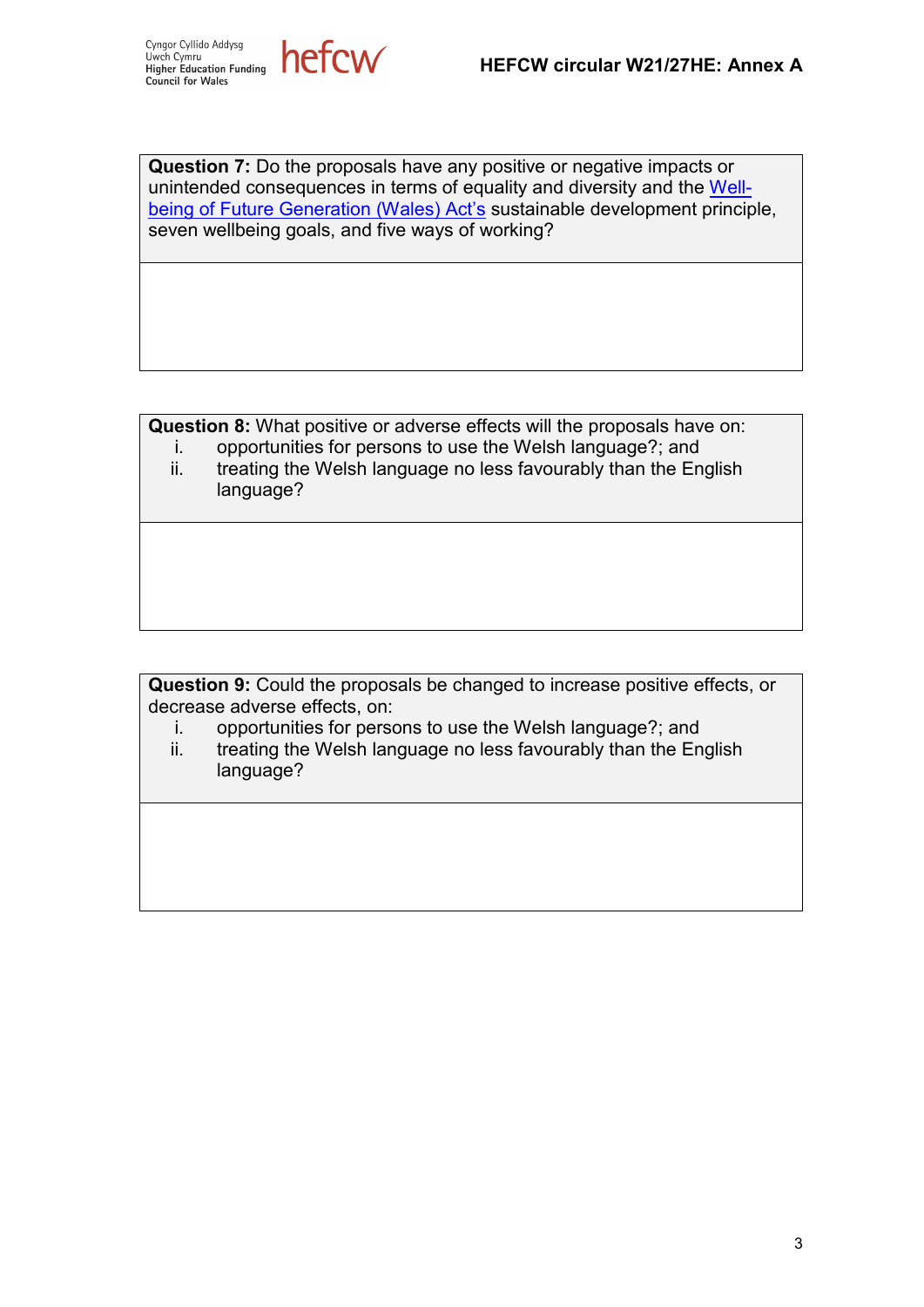| **Question 7:** Do the proposals have any positive or negative impacts or unintended consequences in terms of equality and diversity and the Well-being of Future Generation (Wales) Act's sustainable development principle, seven wellbeing goals, and five ways of working? |
| --- |
| |

| **Question 8:** What positive or adverse effects will the proposals have on:<br>i. opportunities for persons to use the Welsh language?; and<br>ii. treating the Welsh language no less favourably than the English language? |
| --- |
| |

| **Question 9:** Could the proposals be changed to increase positive effects, or decrease adverse effects, on:<br>i. opportunities for persons to use the Welsh language?; and<br>ii. treating the Welsh language no less favourably than the English language? |
| --- |
| |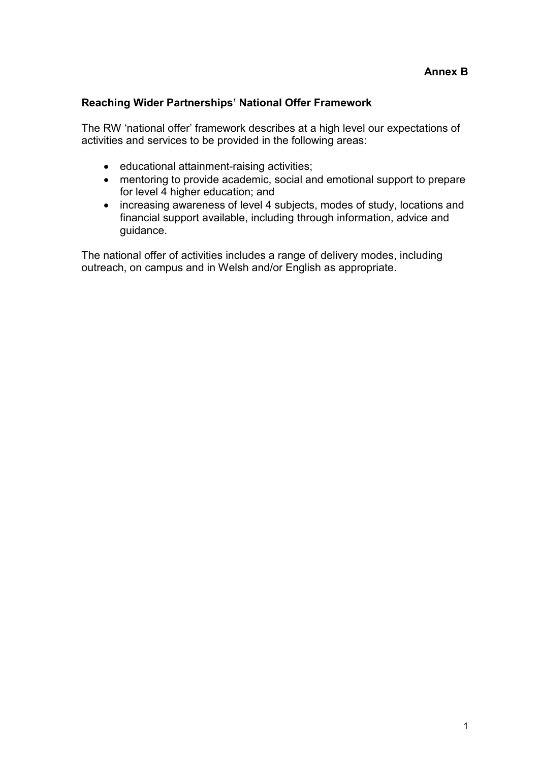**Annex B**

## Reaching Wider Partnerships' National Offer Framework

The RW 'national offer' framework describes at a high level our expectations of activities and services to be provided in the following areas:

- educational attainment-raising activities;
- mentoring to provide academic, social and emotional support to prepare for level 4 higher education; and
- increasing awareness of level 4 subjects, modes of study, locations and financial support available, including through information, advice and guidance.

The national offer of activities includes a range of delivery modes, including outreach, on campus and in Welsh and/or English as appropriate.